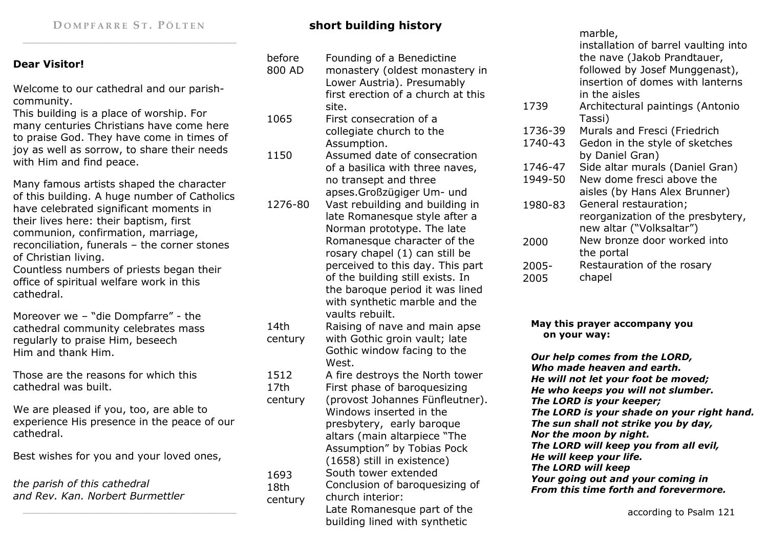# DOMPFARRE ST. PÖLTEN

**Dear Visitor!**

Welcome to our cathedral and our parish-community.
This building is a place of worship. For many centuries Christians have come here to praise God. They have come in times of joy as well as sorrow, to share their needs with Him and find peace.

Many famous artists shaped the character of this building. A huge number of Catholics have celebrated significant moments in their lives here: their baptism, first communion, confirmation, marriage, reconciliation, funerals – the corner stones of Christian living.
Countless numbers of priests began their office of spiritual welfare work in this cathedral.

Moreover we – "die Dompfarre" - the cathedral community celebrates mass regularly to praise Him, beseech Him and thank Him.

Those are the reasons for which this cathedral was built.

We are pleased if you, too, are able to experience His presence in the peace of our cathedral.

Best wishes for you and your loved ones,

*the parish of this cathedral*
*and Rev. Kan. Norbert Burmettler*

## short building history

| | |
|---|---|
| before 800 AD | Founding of a Benedictine monastery (oldest monastery in Lower Austria). Presumably first erection of a church at this site. |
| 1065 | First consecration of a collegiate church to the Assumption. |
| 1150 | Assumed date of consecration of a basilica with three naves, no transept and three apses.Großzügiger Um- und |
| 1276-80 | Vast rebuilding and building in late Romanesque style after a Norman prototype. The late Romanesque character of the rosary chapel (1) can still be perceived to this day. This part of the building still exists. In the baroque period it was lined with synthetic marble and the vaults rebuilt. |
| 14th century | Raising of nave and main apse with Gothic groin vault; late Gothic window facing to the West. |
| 1512 | A fire destroys the North tower |
| 17th century | First phase of baroquesizing (provost Johannes Fünfleutner). Windows inserted in the presbytery, early baroque altars (main altarpiece "The Assumption" by Tobias Pock (1658) still in existence) |
| 1693 | South tower extended |
| 18th century | Conclusion of baroquesizing of church interior: Late Romanesque part of the building lined with synthetic marble, installation of barrel vaulting into the nave (Jakob Prandtauer, followed by Josef Munggenast), insertion of domes with lanterns in the aisles |
| 1739 | Architectural paintings (Antonio Tassi) |
| 1736-39 | Murals and Fresci (Friedrich |
| 1740-43 | Gedon in the style of sketches by Daniel Gran) |
| 1746-47 | Side altar murals (Daniel Gran) |
| 1949-50 | New dome fresci above the aisles (by Hans Alex Brunner) |
| 1980-83 | General restauration; reorganization of the presbytery, new altar ("Volksaltar") |
| 2000 | New bronze door worked into the portal |
| 2005-2005 | Restauration of the rosary chapel |

**May this prayer accompany you on your way:**

***Our help comes from the LORD,***
***Who made heaven and earth.***
***He will not let your foot be moved;***
***He who keeps you will not slumber.***
***The LORD is your keeper;***
***The LORD is your shade on your right hand.***
***The sun shall not strike you by day,***
***Nor the moon by night.***
***The LORD will keep you from all evil,***
***He will keep your life.***
***The LORD will keep***
***Your going out and your coming in***
***From this time forth and forevermore.***

according to Psalm 121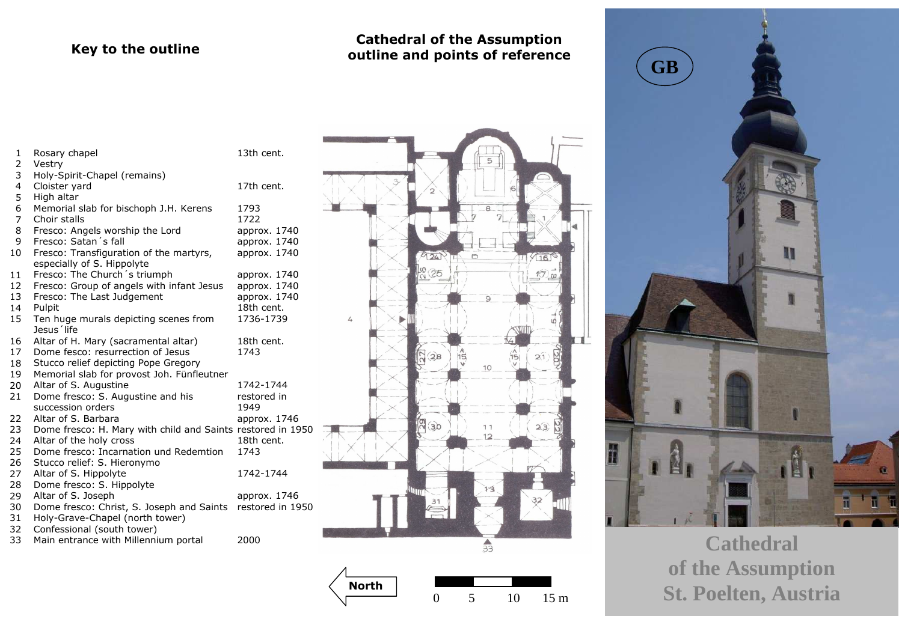## Key to the outline

| | | |
|---|---|---|
| 1 | Rosary chapel | 13th cent. |
| 2 | Vestry | |
| 3 | Holy-Spirit-Chapel (remains) | |
| 4 | Cloister yard | 17th cent. |
| 5 | High altar | |
| 6 | Memorial slab for bischoph J.H. Kerens | 1793 |
| 7 | Choir stalls | 1722 |
| 8 | Fresco: Angels worship the Lord | approx. 1740 |
| 9 | Fresco: Satan´s fall | approx. 1740 |
| 10 | Fresco: Transfiguration of the martyrs, especially of S. Hippolyte | approx. 1740 |
| 11 | Fresco: The Church´s triumph | approx. 1740 |
| 12 | Fresco: Group of angels with infant Jesus | approx. 1740 |
| 13 | Fresco: The Last Judgement | approx. 1740 |
| 14 | Pulpit | 18th cent. |
| 15 | Ten huge murals depicting scenes from Jesus´life | 1736-1739 |
| 16 | Altar of H. Mary (sacramental altar) | 18th cent. |
| 17 | Dome fesco: resurrection of Jesus | 1743 |
| 18 | Stucco relief depicting Pope Gregory | |
| 19 | Memorial slab for provost Joh. Fünfleutner | |
| 20 | Altar of S. Augustine | 1742-1744 |
| 21 | Dome fresco: S. Augustine and his succession orders | restored in 1949 |
| 22 | Altar of S. Barbara | approx. 1746 |
| 23 | Dome fresco: H. Mary with child and Saints | restored in 1950 |
| 24 | Altar of the holy cross | 18th cent. |
| 25 | Dome fresco: Incarnation und Redemtion | 1743 |
| 26 | Stucco relief: S. Hieronymo | |
| 27 | Altar of S. Hippolyte | 1742-1744 |
| 28 | Dome fresco: S. Hippolyte | |
| 29 | Altar of S. Joseph | approx. 1746 |
| 30 | Dome fresco: Christ, S. Joseph and Saints | restored in 1950 |
| 31 | Holy-Grave-Chapel (north tower) | |
| 32 | Confessional (south tower) | |
| 33 | Main entrance with Millennium portal | 2000 |

## Cathedral of the Assumption outline and points of reference

North

0 5 10 15 m

GB

# Cathedral of the Assumption St. Poelten, Austria